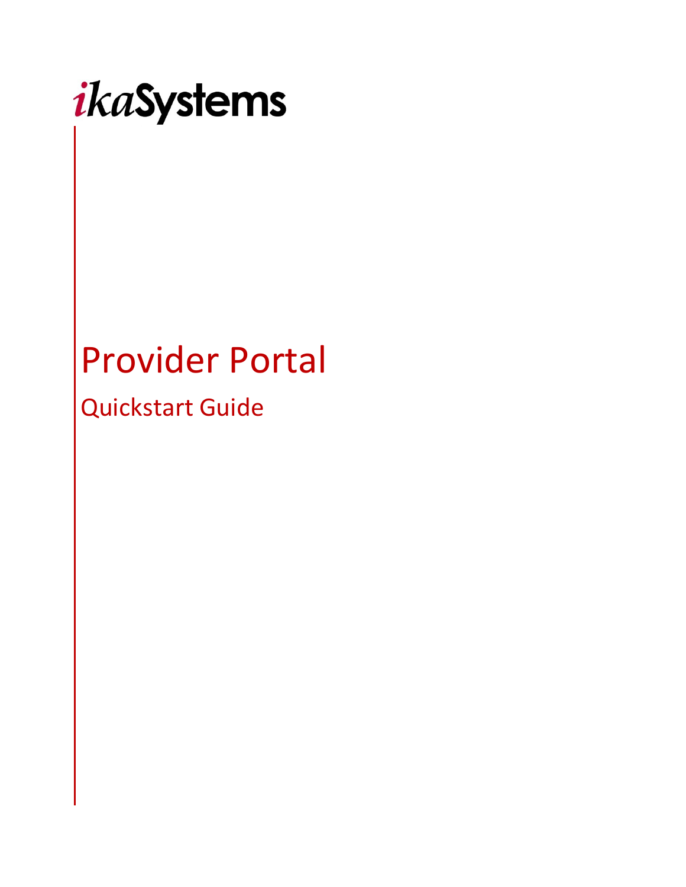ikaSystems

# Provider Portal

## Quickstart Guide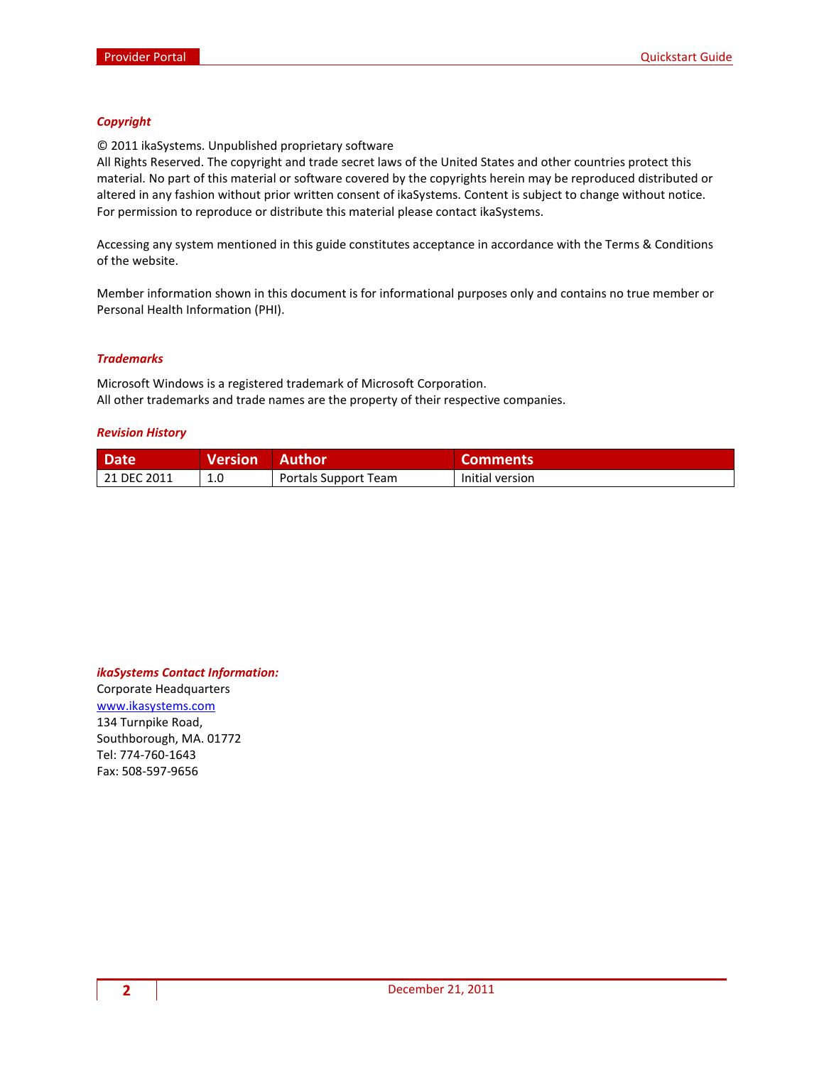### *Copyright*

© 2011 ikaSystems. Unpublished proprietary software
All Rights Reserved. The copyright and trade secret laws of the United States and other countries protect this material. No part of this material or software covered by the copyrights herein may be reproduced distributed or altered in any fashion without prior written consent of ikaSystems. Content is subject to change without notice. For permission to reproduce or distribute this material please contact ikaSystems.

Accessing any system mentioned in this guide constitutes acceptance in accordance with the Terms & Conditions of the website.

Member information shown in this document is for informational purposes only and contains no true member or Personal Health Information (PHI).

### *Trademarks*

Microsoft Windows is a registered trademark of Microsoft Corporation.
All other trademarks and trade names are the property of their respective companies.

### *Revision History*

| Date | Version | Author | Comments |
|---|---|---|---|
| 21 DEC 2011 | 1.0 | Portals Support Team | Initial version |

### *ikaSystems Contact Information:*

Corporate Headquarters
www.ikasystems.com
134 Turnpike Road,
Southborough, MA. 01772
Tel: 774-760-1643
Fax: 508-597-9656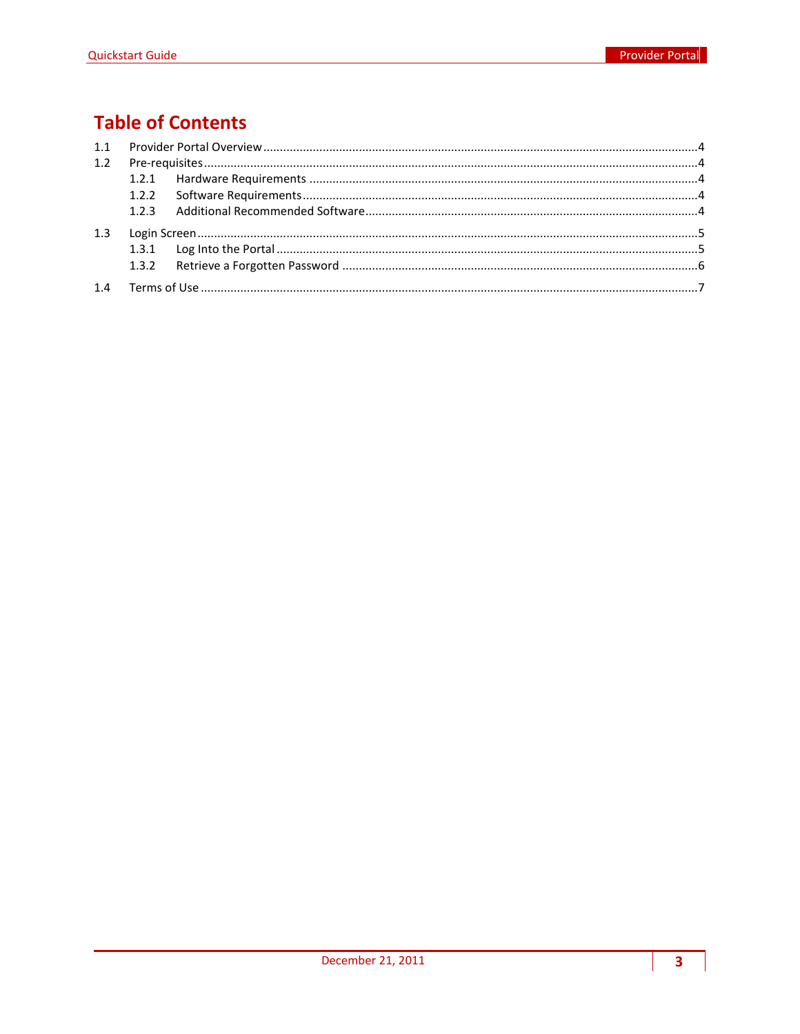# Table of Contents

1.1 Provider Portal Overview ....................................................................................................4
1.2 Pre-requisites ....................................................................................................4
  1.2.1 Hardware Requirements ....................................................................................................4
  1.2.2 Software Requirements ....................................................................................................4
  1.2.3 Additional Recommended Software ....................................................................................................4
1.3 Login Screen ....................................................................................................5
  1.3.1 Log Into the Portal ....................................................................................................5
  1.3.2 Retrieve a Forgotten Password ....................................................................................................6
1.4 Terms of Use ....................................................................................................7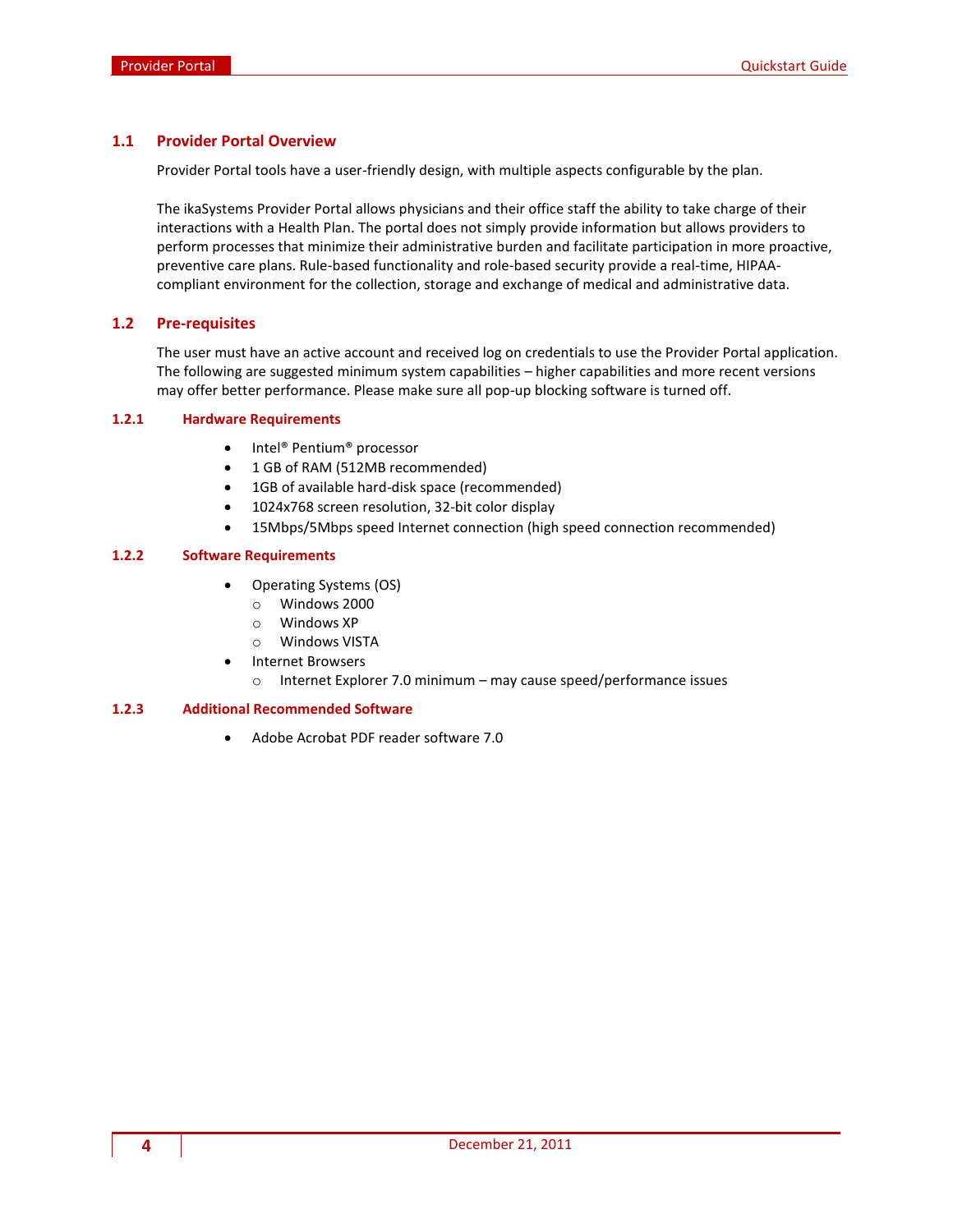## 1.1 Provider Portal Overview

Provider Portal tools have a user-friendly design, with multiple aspects configurable by the plan.

The ikaSystems Provider Portal allows physicians and their office staff the ability to take charge of their interactions with a Health Plan. The portal does not simply provide information but allows providers to perform processes that minimize their administrative burden and facilitate participation in more proactive, preventive care plans. Rule-based functionality and role-based security provide a real-time, HIPAA-compliant environment for the collection, storage and exchange of medical and administrative data.

## 1.2 Pre-requisites

The user must have an active account and received log on credentials to use the Provider Portal application. The following are suggested minimum system capabilities – higher capabilities and more recent versions may offer better performance. Please make sure all pop-up blocking software is turned off.

### 1.2.1 Hardware Requirements

- Intel® Pentium® processor
- 1 GB of RAM (512MB recommended)
- 1GB of available hard-disk space (recommended)
- 1024x768 screen resolution, 32-bit color display
- 15Mbps/5Mbps speed Internet connection (high speed connection recommended)

### 1.2.2 Software Requirements

- Operating Systems (OS)
  - Windows 2000
  - Windows XP
  - Windows VISTA
- Internet Browsers
  - Internet Explorer 7.0 minimum – may cause speed/performance issues

### 1.2.3 Additional Recommended Software

- Adobe Acrobat PDF reader software 7.0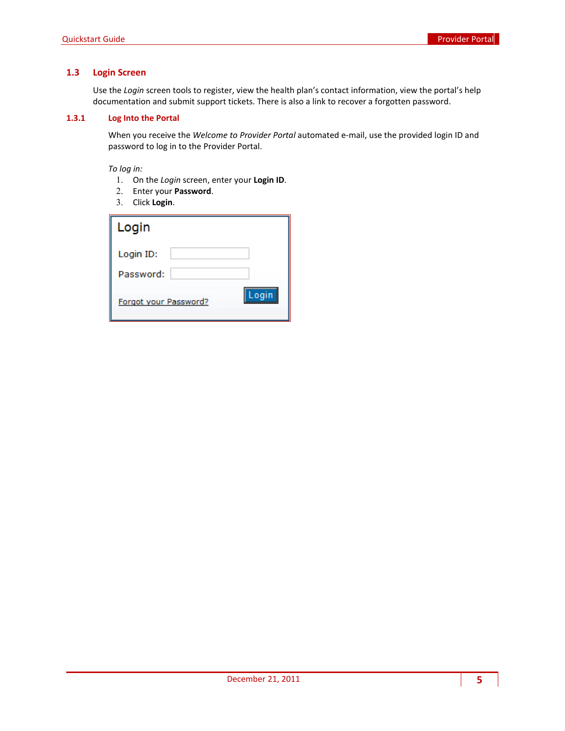## 1.3 Login Screen

Use the *Login* screen tools to register, view the health plan's contact information, view the portal's help documentation and submit support tickets. There is also a link to recover a forgotten password.

### 1.3.1 Log Into the Portal

When you receive the *Welcome to Provider Portal* automated e-mail, use the provided login ID and password to log in to the Provider Portal.

*To log in:*

1. On the *Login* screen, enter your **Login ID**.
2. Enter your **Password**.
3. Click **Login**.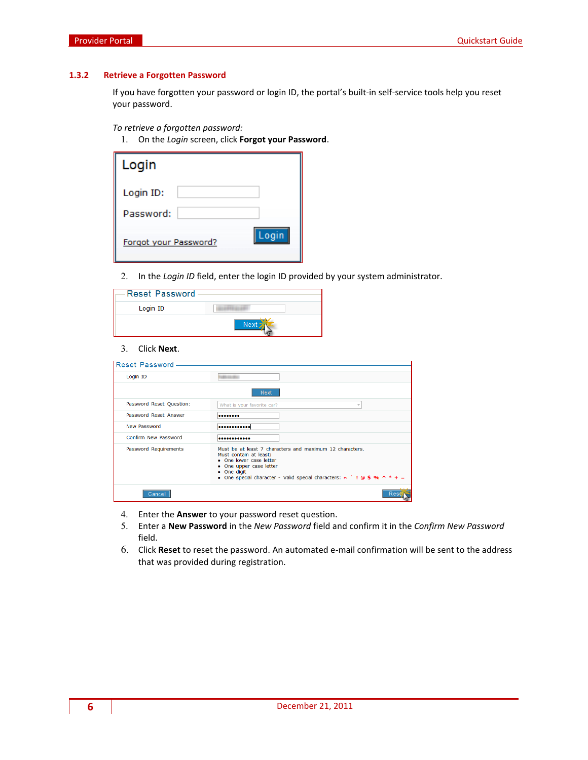### 1.3.2 Retrieve a Forgotten Password

If you have forgotten your password or login ID, the portal's built-in self-service tools help you reset your password.

*To retrieve a forgotten password:*

1. On the *Login* screen, click **Forgot your Password**.

2. In the *Login ID* field, enter the login ID provided by your system administrator.

3. Click **Next**.

4. Enter the **Answer** to your password reset question.
5. Enter a **New Password** in the *New Password* field and confirm it in the *Confirm New Password* field.
6. Click **Reset** to reset the password. An automated e-mail confirmation will be sent to the address that was provided during registration.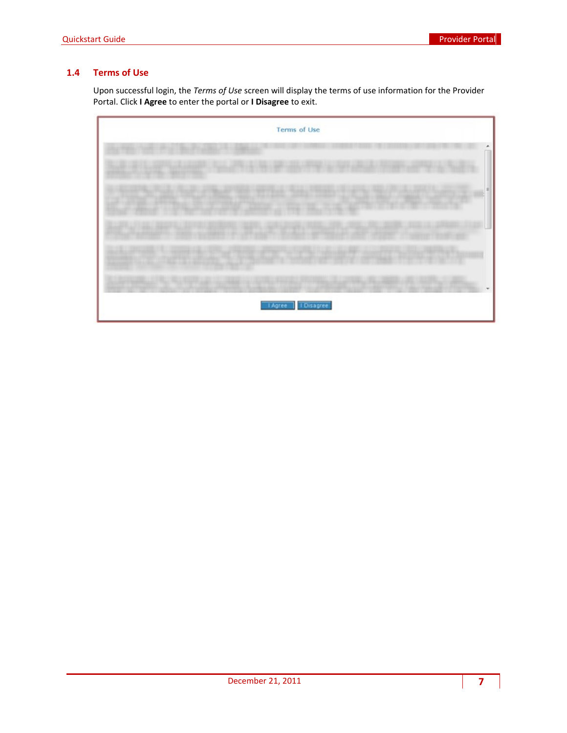## 1.4 Terms of Use

Upon successful login, the *Terms of Use* screen will display the terms of use information for the Provider Portal. Click **I Agree** to enter the portal or **I Disagree** to exit.